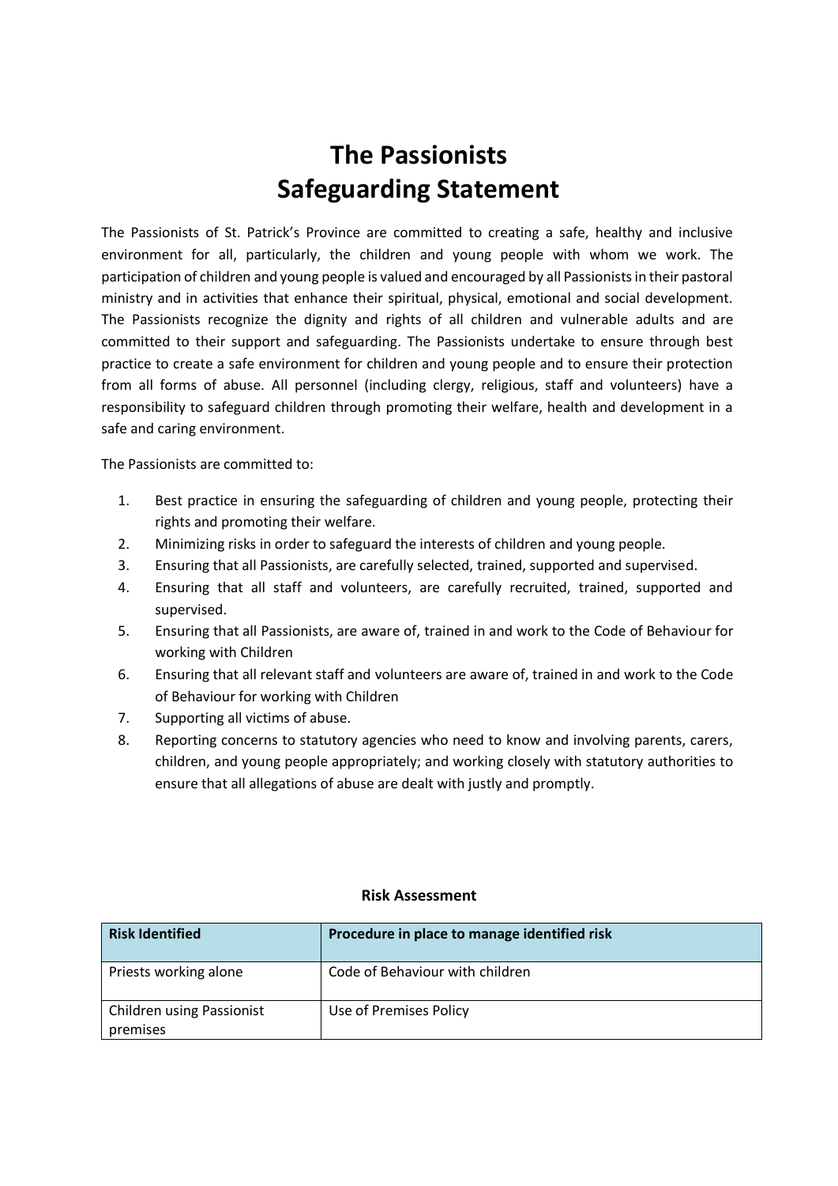# The Passionists
# Safeguarding Statement

The Passionists of St. Patrick's Province are committed to creating a safe, healthy and inclusive environment for all, particularly, the children and young people with whom we work. The participation of children and young people is valued and encouraged by all Passionists in their pastoral ministry and in activities that enhance their spiritual, physical, emotional and social development. The Passionists recognize the dignity and rights of all children and vulnerable adults and are committed to their support and safeguarding. The Passionists undertake to ensure through best practice to create a safe environment for children and young people and to ensure their protection from all forms of abuse. All personnel (including clergy, religious, staff and volunteers) have a responsibility to safeguard children through promoting their welfare, health and development in a safe and caring environment.

The Passionists are committed to:

1. Best practice in ensuring the safeguarding of children and young people, protecting their rights and promoting their welfare.
2. Minimizing risks in order to safeguard the interests of children and young people.
3. Ensuring that all Passionists, are carefully selected, trained, supported and supervised.
4. Ensuring that all staff and volunteers, are carefully recruited, trained, supported and supervised.
5. Ensuring that all Passionists, are aware of, trained in and work to the Code of Behaviour for working with Children
6. Ensuring that all relevant staff and volunteers are aware of, trained in and work to the Code of Behaviour for working with Children
7. Supporting all victims of abuse.
8. Reporting concerns to statutory agencies who need to know and involving parents, carers, children, and young people appropriately; and working closely with statutory authorities to ensure that all allegations of abuse are dealt with justly and promptly.

**Risk Assessment**

| Risk Identified | Procedure in place to manage identified risk |
| --- | --- |
| Priests working alone | Code of Behaviour with children |
| Children using Passionist premises | Use of Premises Policy |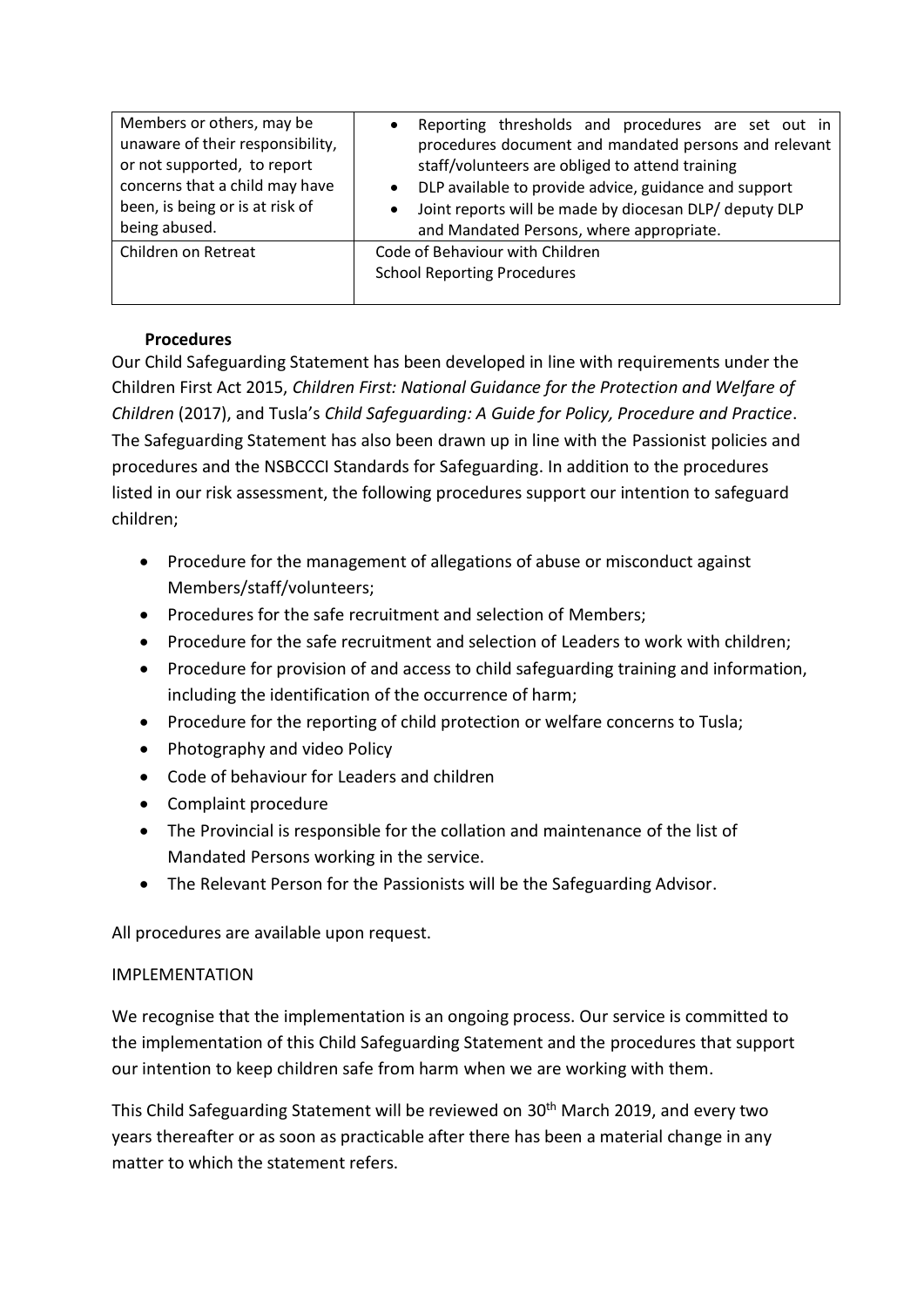| | |
|---|---|
| Members or others, may be unaware of their responsibility, or not supported, to report concerns that a child may have been, is being or is at risk of being abused. | • Reporting thresholds and procedures are set out in procedures document and mandated persons and relevant staff/volunteers are obliged to attend training<br>• DLP available to provide advice, guidance and support<br>• Joint reports will be made by diocesan DLP/ deputy DLP and Mandated Persons, where appropriate. |
| Children on Retreat | Code of Behaviour with Children<br>School Reporting Procedures |

**Procedures**

Our Child Safeguarding Statement has been developed in line with requirements under the Children First Act 2015, *Children First: National Guidance for the Protection and Welfare of Children* (2017), and Tusla's *Child Safeguarding: A Guide for Policy, Procedure and Practice*. The Safeguarding Statement has also been drawn up in line with the Passionist policies and procedures and the NSBCCCI Standards for Safeguarding. In addition to the procedures listed in our risk assessment, the following procedures support our intention to safeguard children;

- Procedure for the management of allegations of abuse or misconduct against Members/staff/volunteers;
- Procedures for the safe recruitment and selection of Members;
- Procedure for the safe recruitment and selection of Leaders to work with children;
- Procedure for provision of and access to child safeguarding training and information, including the identification of the occurrence of harm;
- Procedure for the reporting of child protection or welfare concerns to Tusla;
- Photography and video Policy
- Code of behaviour for Leaders and children
- Complaint procedure
- The Provincial is responsible for the collation and maintenance of the list of Mandated Persons working in the service.
- The Relevant Person for the Passionists will be the Safeguarding Advisor.

All procedures are available upon request.

IMPLEMENTATION

We recognise that the implementation is an ongoing process. Our service is committed to the implementation of this Child Safeguarding Statement and the procedures that support our intention to keep children safe from harm when we are working with them.

This Child Safeguarding Statement will be reviewed on 30th March 2019, and every two years thereafter or as soon as practicable after there has been a material change in any matter to which the statement refers.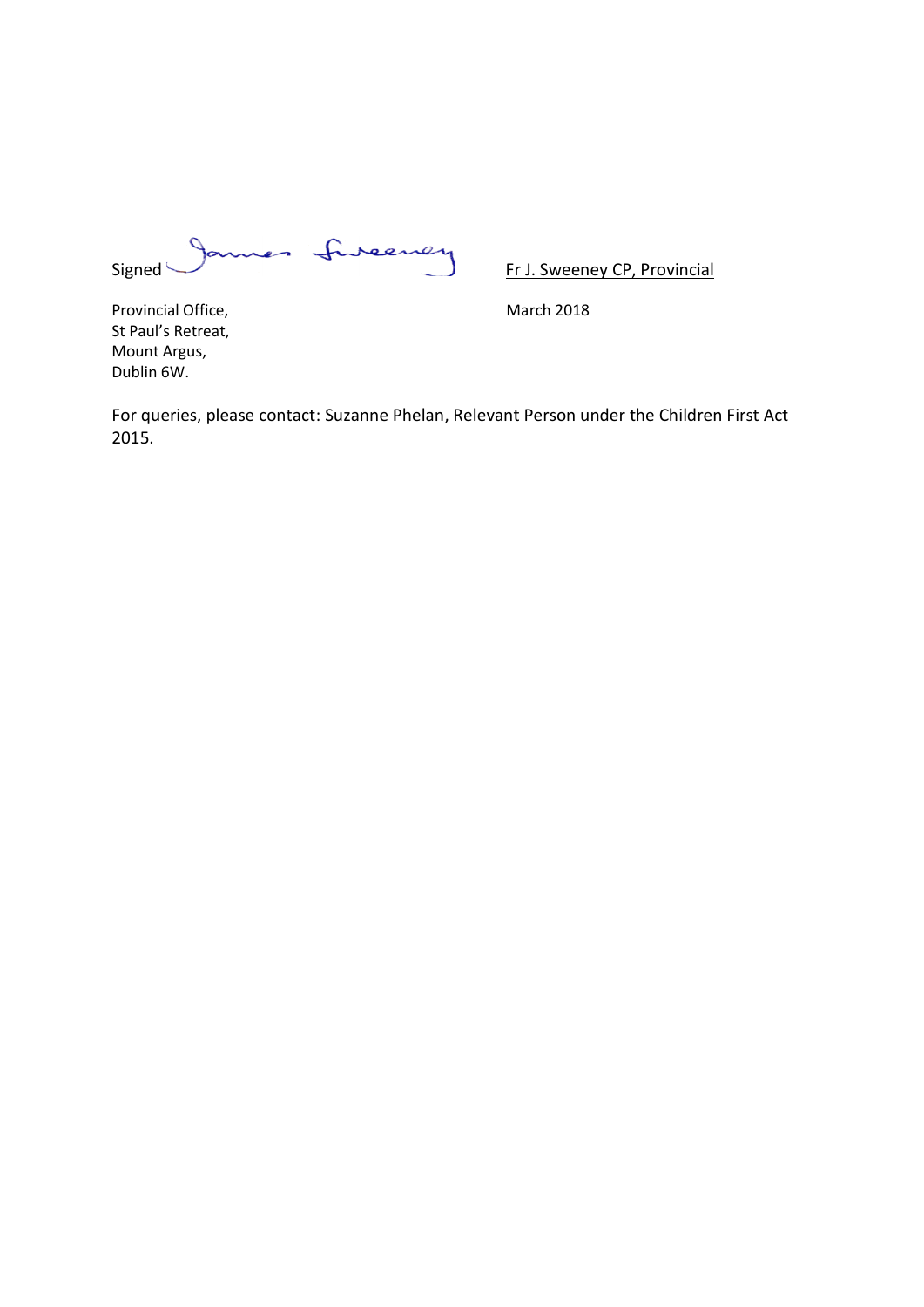Signed ~~James Sweeney~~ <u>Fr J. Sweeney CP, Provincial</u>

Provincial Office,
St Paul's Retreat,
Mount Argus,
Dublin 6W.

March 2018

For queries, please contact: Suzanne Phelan, Relevant Person under the Children First Act 2015.